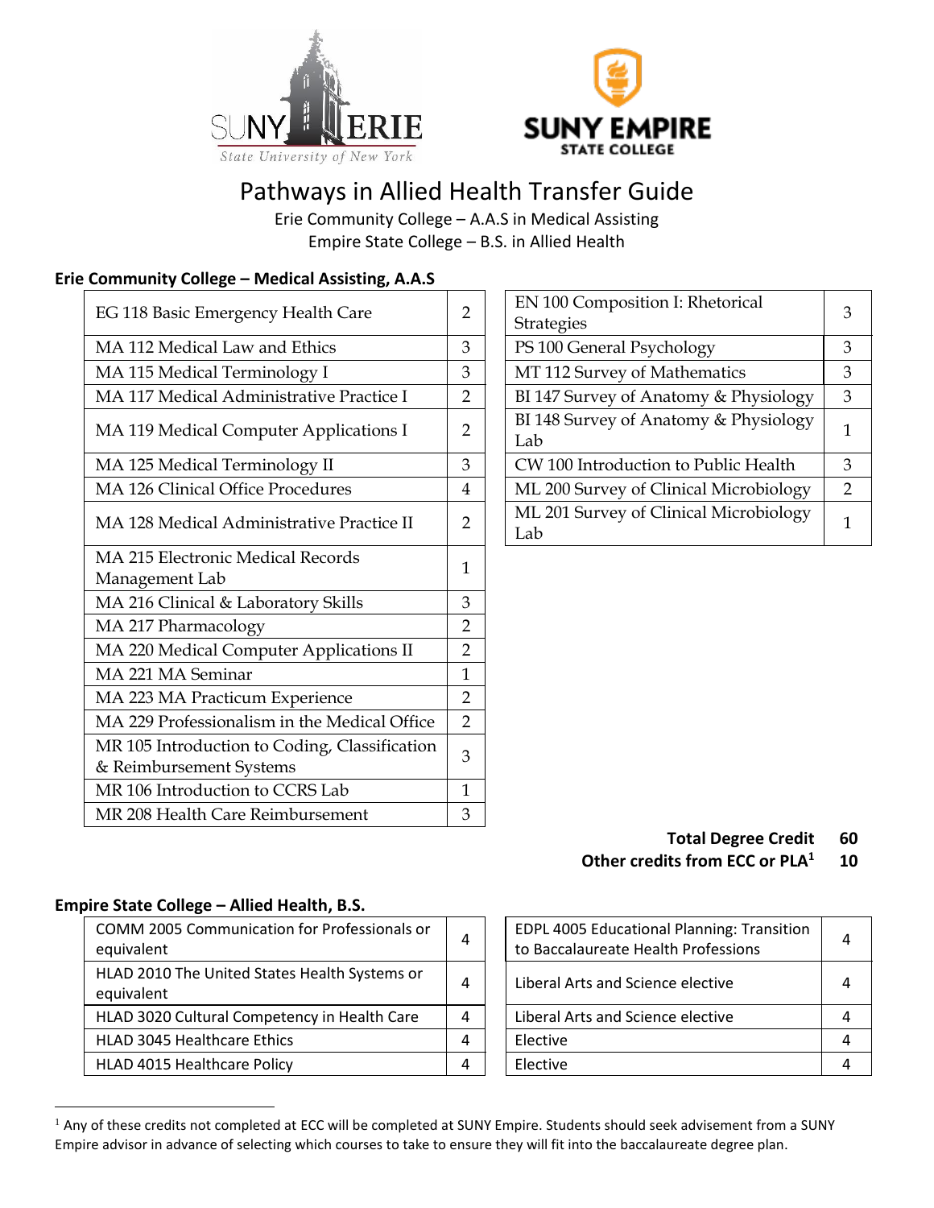# Pathways in Allied Health Transfer Guide

Erie Community College – A.A.S in Medical Assisting

Empire State College – B.S. in Allied Health

## Erie Community College – Medical Assisting, A.A.S

| Course | Credits |
|---|---|
| EG 118 Basic Emergency Health Care | 2 |
| MA 112 Medical Law and Ethics | 3 |
| MA 115 Medical Terminology I | 3 |
| MA 117 Medical Administrative Practice I | 2 |
| MA 119 Medical Computer Applications I | 2 |
| MA 125 Medical Terminology II | 3 |
| MA 126 Clinical Office Procedures | 4 |
| MA 128 Medical Administrative Practice II | 2 |
| MA 215 Electronic Medical Records Management Lab | 1 |
| MA 216 Clinical & Laboratory Skills | 3 |
| MA 217 Pharmacology | 2 |
| MA 220 Medical Computer Applications II | 2 |
| MA 221 MA Seminar | 1 |
| MA 223 MA Practicum Experience | 2 |
| MA 229 Professionalism in the Medical Office | 2 |
| MR 105 Introduction to Coding, Classification & Reimbursement Systems | 3 |
| MR 106 Introduction to CCRS Lab | 1 |
| MR 208 Health Care Reimbursement | 3 |
| EN 100 Composition I: Rhetorical Strategies | 3 |
| PS 100 General Psychology | 3 |
| MT 112 Survey of Mathematics | 3 |
| BI 147 Survey of Anatomy & Physiology | 3 |
| BI 148 Survey of Anatomy & Physiology Lab | 1 |
| CW 100 Introduction to Public Health | 3 |
| ML 200 Survey of Clinical Microbiology | 2 |
| ML 201 Survey of Clinical Microbiology Lab | 1 |

**Total Degree Credit** **60**

**Other credits from ECC or PLA[1]** **10**

## Empire State College – Allied Health, B.S.

| Course | Credits |
|---|---|
| COMM 2005 Communication for Professionals or equivalent | 4 |
| HLAD 2010 The United States Health Systems or equivalent | 4 |
| HLAD 3020 Cultural Competency in Health Care | 4 |
| HLAD 3045 Healthcare Ethics | 4 |
| HLAD 4015 Healthcare Policy | 4 |
| EDPL 4005 Educational Planning: Transition to Baccalaureate Health Professions | 4 |
| Liberal Arts and Science elective | 4 |
| Liberal Arts and Science elective | 4 |
| Elective | 4 |
| Elective | 4 |

[1] Any of these credits not completed at ECC will be completed at SUNY Empire. Students should seek advisement from a SUNY Empire advisor in advance of selecting which courses to take to ensure they will fit into the baccalaureate degree plan.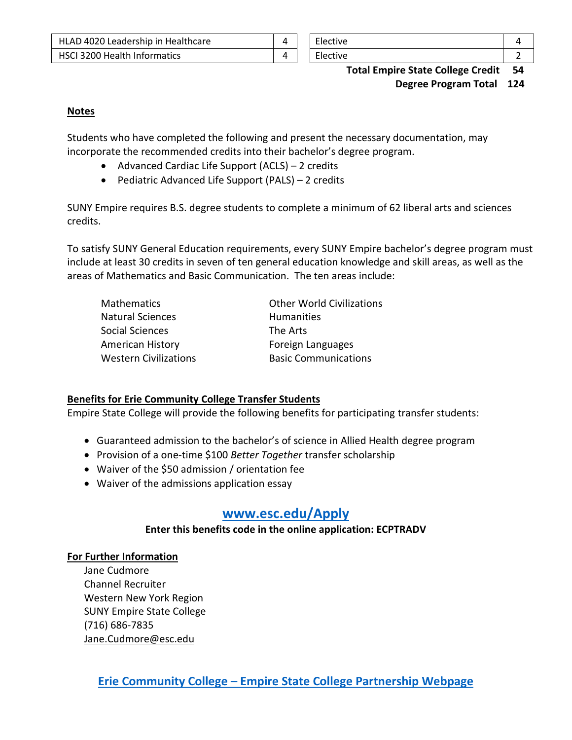| | | | | |
|---|---|---|---|---|
| HLAD 4020 Leadership in Healthcare | 4 | | Elective | 4 |
| HSCI 3200 Health Informatics | 4 | | Elective | 2 |

**Total Empire State College Credit 54**

**Degree Program Total 124**

**Notes**

Students who have completed the following and present the necessary documentation, may incorporate the recommended credits into their bachelor's degree program.

- Advanced Cardiac Life Support (ACLS) – 2 credits
- Pediatric Advanced Life Support (PALS) – 2 credits

SUNY Empire requires B.S. degree students to complete a minimum of 62 liberal arts and sciences credits.

To satisfy SUNY General Education requirements, every SUNY Empire bachelor's degree program must include at least 30 credits in seven of ten general education knowledge and skill areas, as well as the areas of Mathematics and Basic Communication. The ten areas include:

- Mathematics
- Natural Sciences
- Social Sciences
- American History
- Western Civilizations
- Other World Civilizations
- Humanities
- The Arts
- Foreign Languages
- Basic Communications

**Benefits for Erie Community College Transfer Students**

Empire State College will provide the following benefits for participating transfer students:

- Guaranteed admission to the bachelor's of science in Allied Health degree program
- Provision of a one-time $100 *Better Together* transfer scholarship
- Waiver of the $50 admission / orientation fee
- Waiver of the admissions application essay

**www.esc.edu/Apply**

**Enter this benefits code in the online application: ECPTRADV**

**For Further Information**

Jane Cudmore
Channel Recruiter
Western New York Region
SUNY Empire State College
(716) 686-7835
Jane.Cudmore@esc.edu

**Erie Community College – Empire State College Partnership Webpage**